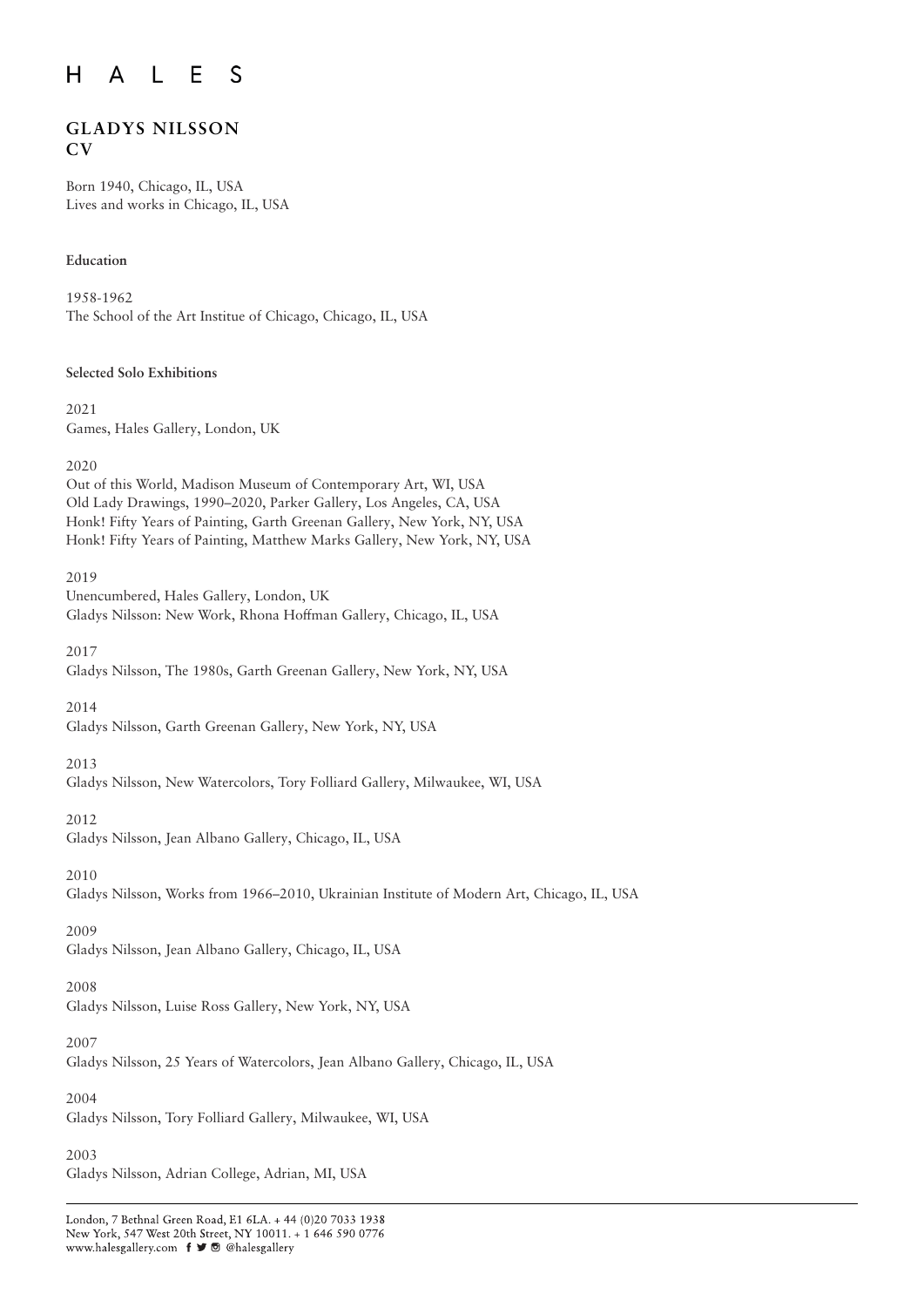# HALES

## GLADYS NILSSON
## CV

Born 1940, Chicago, IL, USA
Lives and works in Chicago, IL, USA

### Education

1958-1962
The School of the Art Institue of Chicago, Chicago, IL, USA

### Selected Solo Exhibitions

2021
Games, Hales Gallery, London, UK

2020
Out of this World, Madison Museum of Contemporary Art, WI, USA
Old Lady Drawings, 1990–2020, Parker Gallery, Los Angeles, CA, USA
Honk! Fifty Years of Painting, Garth Greenan Gallery, New York, NY, USA
Honk! Fifty Years of Painting, Matthew Marks Gallery, New York, NY, USA

2019
Unencumbered, Hales Gallery, London, UK
Gladys Nilsson: New Work, Rhona Hoffman Gallery, Chicago, IL, USA

2017
Gladys Nilsson, The 1980s, Garth Greenan Gallery, New York, NY, USA

2014
Gladys Nilsson, Garth Greenan Gallery, New York, NY, USA

2013
Gladys Nilsson, New Watercolors, Tory Folliard Gallery, Milwaukee, WI, USA

2012
Gladys Nilsson, Jean Albano Gallery, Chicago, IL, USA

2010
Gladys Nilsson, Works from 1966–2010, Ukrainian Institute of Modern Art, Chicago, IL, USA

2009
Gladys Nilsson, Jean Albano Gallery, Chicago, IL, USA

2008
Gladys Nilsson, Luise Ross Gallery, New York, NY, USA

2007
Gladys Nilsson, 25 Years of Watercolors, Jean Albano Gallery, Chicago, IL, USA

2004
Gladys Nilsson, Tory Folliard Gallery, Milwaukee, WI, USA

2003
Gladys Nilsson, Adrian College, Adrian, MI, USA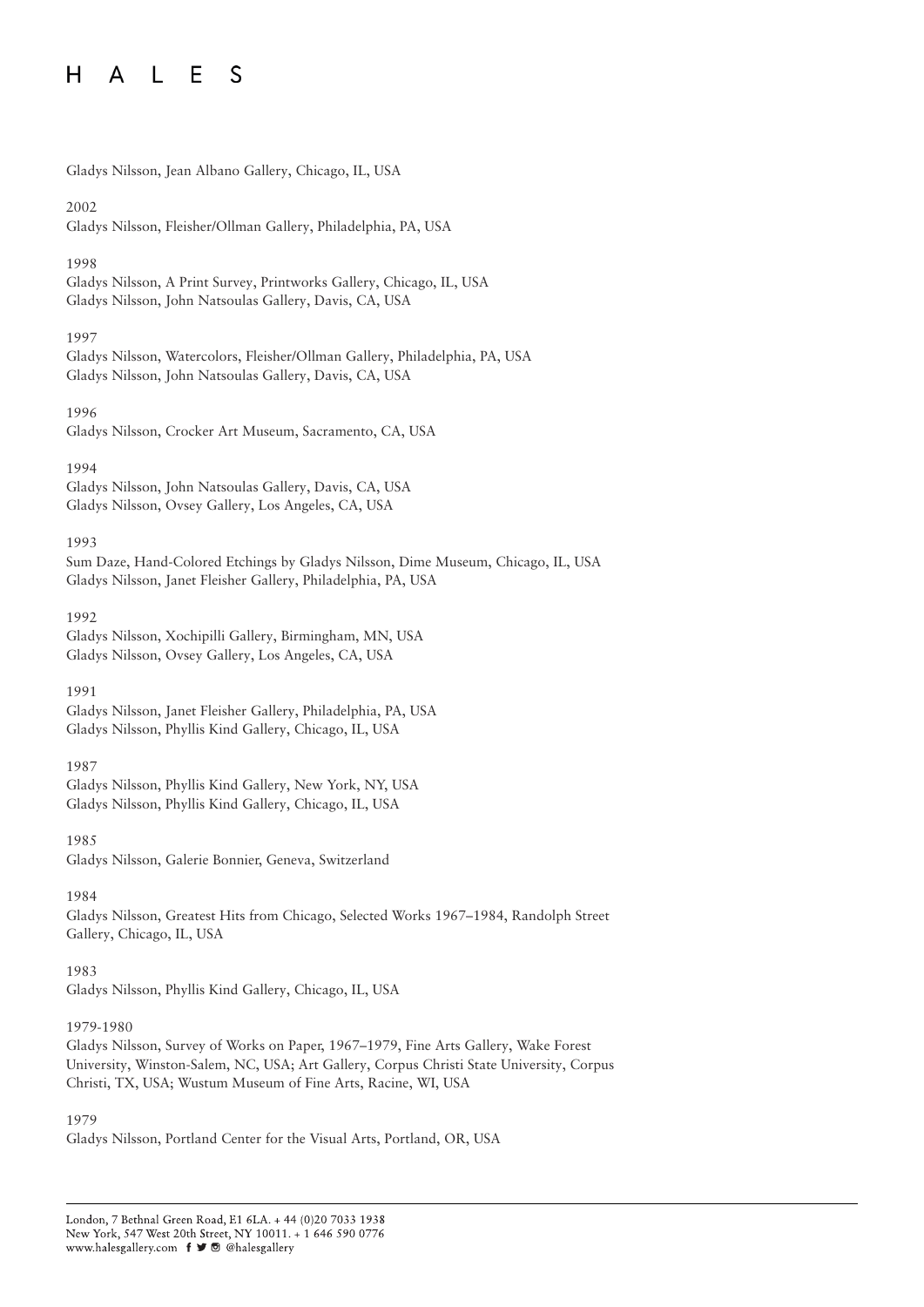Gladys Nilsson, Jean Albano Gallery, Chicago, IL, USA

2002
Gladys Nilsson, Fleisher/Ollman Gallery, Philadelphia, PA, USA

1998
Gladys Nilsson, A Print Survey, Printworks Gallery, Chicago, IL, USA
Gladys Nilsson, John Natsoulas Gallery, Davis, CA, USA

1997
Gladys Nilsson, Watercolors, Fleisher/Ollman Gallery, Philadelphia, PA, USA
Gladys Nilsson, John Natsoulas Gallery, Davis, CA, USA

1996
Gladys Nilsson, Crocker Art Museum, Sacramento, CA, USA

1994
Gladys Nilsson, John Natsoulas Gallery, Davis, CA, USA
Gladys Nilsson, Ovsey Gallery, Los Angeles, CA, USA

1993
Sum Daze, Hand-Colored Etchings by Gladys Nilsson, Dime Museum, Chicago, IL, USA
Gladys Nilsson, Janet Fleisher Gallery, Philadelphia, PA, USA

1992
Gladys Nilsson, Xochipilli Gallery, Birmingham, MN, USA
Gladys Nilsson, Ovsey Gallery, Los Angeles, CA, USA

1991
Gladys Nilsson, Janet Fleisher Gallery, Philadelphia, PA, USA
Gladys Nilsson, Phyllis Kind Gallery, Chicago, IL, USA

1987
Gladys Nilsson, Phyllis Kind Gallery, New York, NY, USA
Gladys Nilsson, Phyllis Kind Gallery, Chicago, IL, USA

1985
Gladys Nilsson, Galerie Bonnier, Geneva, Switzerland

1984
Gladys Nilsson, Greatest Hits from Chicago, Selected Works 1967–1984, Randolph Street Gallery, Chicago, IL, USA

1983
Gladys Nilsson, Phyllis Kind Gallery, Chicago, IL, USA

1979-1980
Gladys Nilsson, Survey of Works on Paper, 1967–1979, Fine Arts Gallery, Wake Forest University, Winston-Salem, NC, USA; Art Gallery, Corpus Christi State University, Corpus Christi, TX, USA; Wustum Museum of Fine Arts, Racine, WI, USA

1979
Gladys Nilsson, Portland Center for the Visual Arts, Portland, OR, USA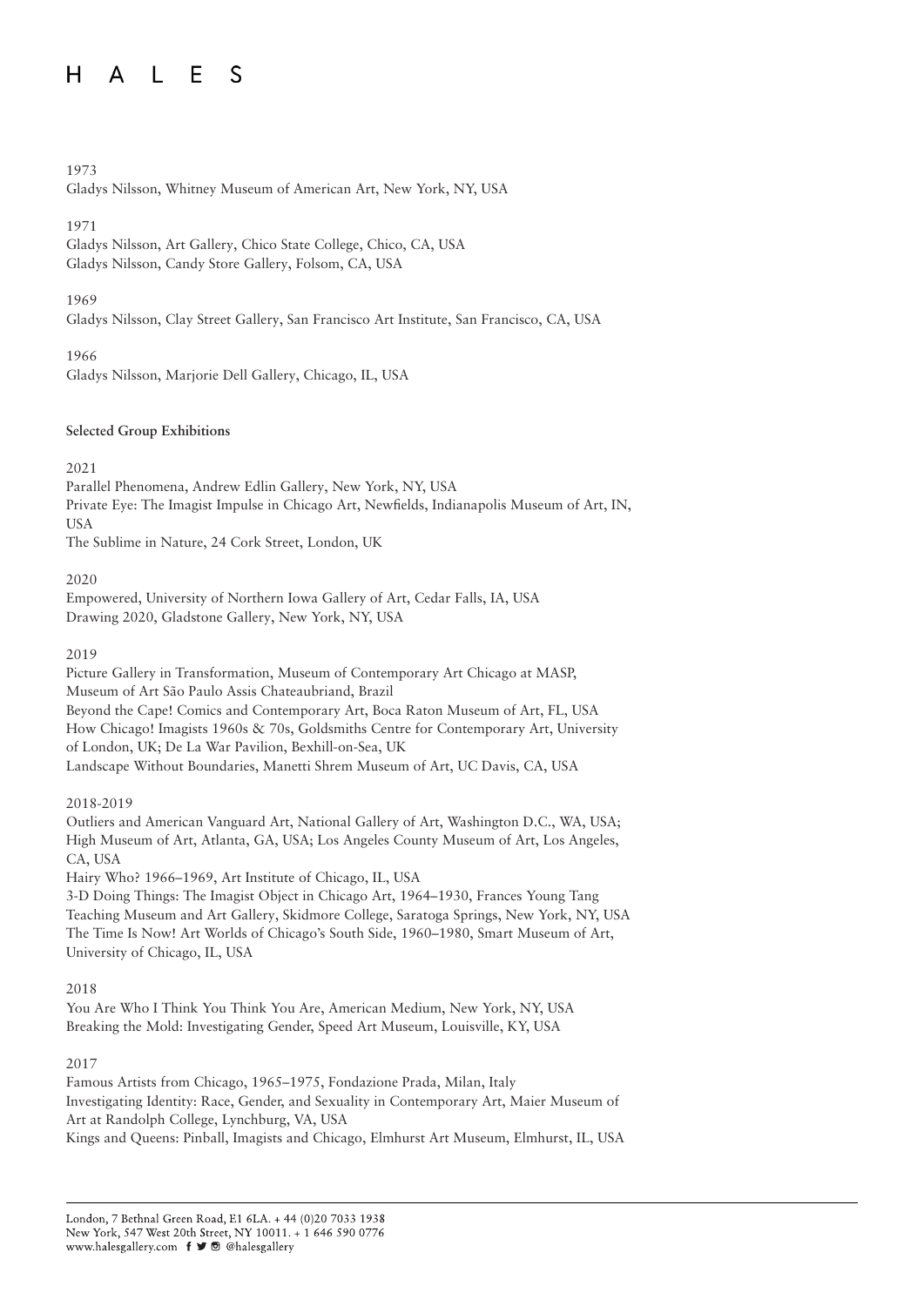1973

Gladys Nilsson, Whitney Museum of American Art, New York, NY, USA

1971

Gladys Nilsson, Art Gallery, Chico State College, Chico, CA, USA
Gladys Nilsson, Candy Store Gallery, Folsom, CA, USA

1969

Gladys Nilsson, Clay Street Gallery, San Francisco Art Institute, San Francisco, CA, USA

1966

Gladys Nilsson, Marjorie Dell Gallery, Chicago, IL, USA

**Selected Group Exhibitions**

2021

Parallel Phenomena, Andrew Edlin Gallery, New York, NY, USA
Private Eye: The Imagist Impulse in Chicago Art, Newfields, Indianapolis Museum of Art, IN, USA
The Sublime in Nature, 24 Cork Street, London, UK

2020

Empowered, University of Northern Iowa Gallery of Art, Cedar Falls, IA, USA
Drawing 2020, Gladstone Gallery, New York, NY, USA

2019

Picture Gallery in Transformation, Museum of Contemporary Art Chicago at MASP, Museum of Art São Paulo Assis Chateaubriand, Brazil
Beyond the Cape! Comics and Contemporary Art, Boca Raton Museum of Art, FL, USA
How Chicago! Imagists 1960s & 70s, Goldsmiths Centre for Contemporary Art, University of London, UK; De La War Pavilion, Bexhill-on-Sea, UK
Landscape Without Boundaries, Manetti Shrem Museum of Art, UC Davis, CA, USA

2018-2019

Outliers and American Vanguard Art, National Gallery of Art, Washington D.C., WA, USA; High Museum of Art, Atlanta, GA, USA; Los Angeles County Museum of Art, Los Angeles, CA, USA
Hairy Who? 1966–1969, Art Institute of Chicago, IL, USA
3-D Doing Things: The Imagist Object in Chicago Art, 1964–1930, Frances Young Tang Teaching Museum and Art Gallery, Skidmore College, Saratoga Springs, New York, NY, USA
The Time Is Now! Art Worlds of Chicago's South Side, 1960–1980, Smart Museum of Art, University of Chicago, IL, USA

2018

You Are Who I Think You Think You Are, American Medium, New York, NY, USA
Breaking the Mold: Investigating Gender, Speed Art Museum, Louisville, KY, USA

2017

Famous Artists from Chicago, 1965–1975, Fondazione Prada, Milan, Italy
Investigating Identity: Race, Gender, and Sexuality in Contemporary Art, Maier Museum of Art at Randolph College, Lynchburg, VA, USA
Kings and Queens: Pinball, Imagists and Chicago, Elmhurst Art Museum, Elmhurst, IL, USA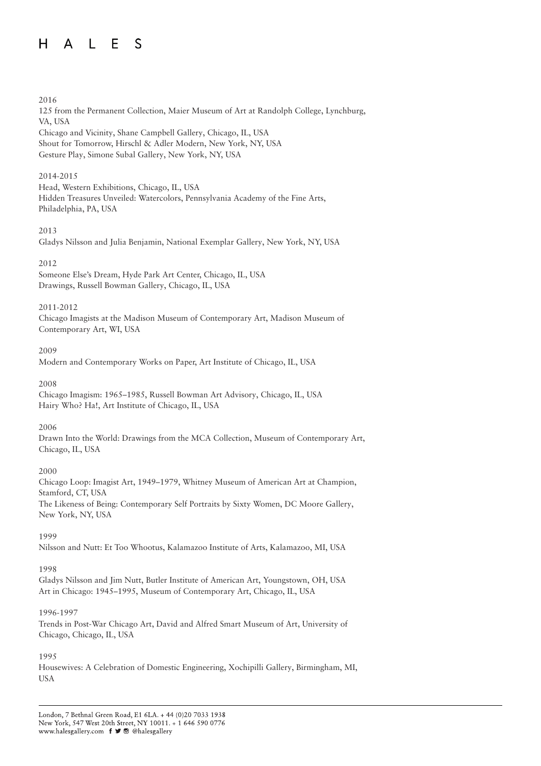2016

125 from the Permanent Collection, Maier Museum of Art at Randolph College, Lynchburg, VA, USA
Chicago and Vicinity, Shane Campbell Gallery, Chicago, IL, USA
Shout for Tomorrow, Hirschl & Adler Modern, New York, NY, USA
Gesture Play, Simone Subal Gallery, New York, NY, USA

2014-2015

Head, Western Exhibitions, Chicago, IL, USA
Hidden Treasures Unveiled: Watercolors, Pennsylvania Academy of the Fine Arts, Philadelphia, PA, USA

2013

Gladys Nilsson and Julia Benjamin, National Exemplar Gallery, New York, NY, USA

2012

Someone Else's Dream, Hyde Park Art Center, Chicago, IL, USA
Drawings, Russell Bowman Gallery, Chicago, IL, USA

2011-2012

Chicago Imagists at the Madison Museum of Contemporary Art, Madison Museum of Contemporary Art, WI, USA

2009

Modern and Contemporary Works on Paper, Art Institute of Chicago, IL, USA

2008

Chicago Imagism: 1965–1985, Russell Bowman Art Advisory, Chicago, IL, USA
Hairy Who? Ha!, Art Institute of Chicago, IL, USA

2006

Drawn Into the World: Drawings from the MCA Collection, Museum of Contemporary Art, Chicago, IL, USA

2000

Chicago Loop: Imagist Art, 1949–1979, Whitney Museum of American Art at Champion, Stamford, CT, USA
The Likeness of Being: Contemporary Self Portraits by Sixty Women, DC Moore Gallery, New York, NY, USA

1999

Nilsson and Nutt: Et Too Whootus, Kalamazoo Institute of Arts, Kalamazoo, MI, USA

1998

Gladys Nilsson and Jim Nutt, Butler Institute of American Art, Youngstown, OH, USA
Art in Chicago: 1945–1995, Museum of Contemporary Art, Chicago, IL, USA

1996-1997

Trends in Post-War Chicago Art, David and Alfred Smart Museum of Art, University of Chicago, Chicago, IL, USA

1995

Housewives: A Celebration of Domestic Engineering, Xochipilli Gallery, Birmingham, MI, USA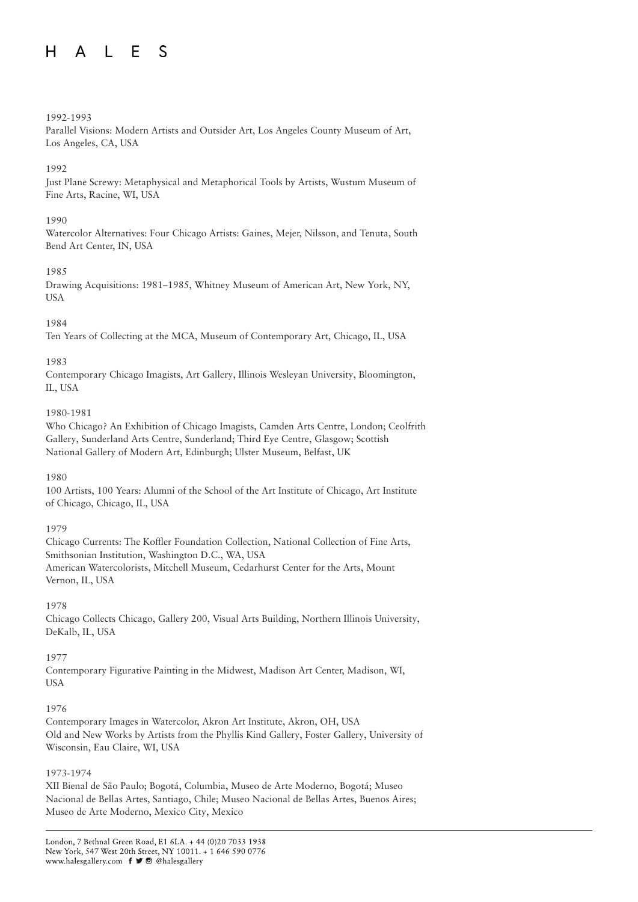1992-1993
Parallel Visions: Modern Artists and Outsider Art, Los Angeles County Museum of Art, Los Angeles, CA, USA

1992
Just Plane Screwy: Metaphysical and Metaphorical Tools by Artists, Wustum Museum of Fine Arts, Racine, WI, USA

1990
Watercolor Alternatives: Four Chicago Artists: Gaines, Mejer, Nilsson, and Tenuta, South Bend Art Center, IN, USA

1985
Drawing Acquisitions: 1981–1985, Whitney Museum of American Art, New York, NY, USA

1984
Ten Years of Collecting at the MCA, Museum of Contemporary Art, Chicago, IL, USA

1983
Contemporary Chicago Imagists, Art Gallery, Illinois Wesleyan University, Bloomington, IL, USA

1980-1981
Who Chicago? An Exhibition of Chicago Imagists, Camden Arts Centre, London; Ceolfrith Gallery, Sunderland Arts Centre, Sunderland; Third Eye Centre, Glasgow; Scottish National Gallery of Modern Art, Edinburgh; Ulster Museum, Belfast, UK

1980
100 Artists, 100 Years: Alumni of the School of the Art Institute of Chicago, Art Institute of Chicago, Chicago, IL, USA

1979
Chicago Currents: The Koffler Foundation Collection, National Collection of Fine Arts, Smithsonian Institution, Washington D.C., WA, USA
American Watercolorists, Mitchell Museum, Cedarhurst Center for the Arts, Mount Vernon, IL, USA

1978
Chicago Collects Chicago, Gallery 200, Visual Arts Building, Northern Illinois University, DeKalb, IL, USA

1977
Contemporary Figurative Painting in the Midwest, Madison Art Center, Madison, WI, USA

1976
Contemporary Images in Watercolor, Akron Art Institute, Akron, OH, USA
Old and New Works by Artists from the Phyllis Kind Gallery, Foster Gallery, University of Wisconsin, Eau Claire, WI, USA

1973-1974
XII Bienal de São Paulo; Bogotá, Columbia, Museo de Arte Moderno, Bogotá; Museo Nacional de Bellas Artes, Santiago, Chile; Museo Nacional de Bellas Artes, Buenos Aires; Museo de Arte Moderno, Mexico City, Mexico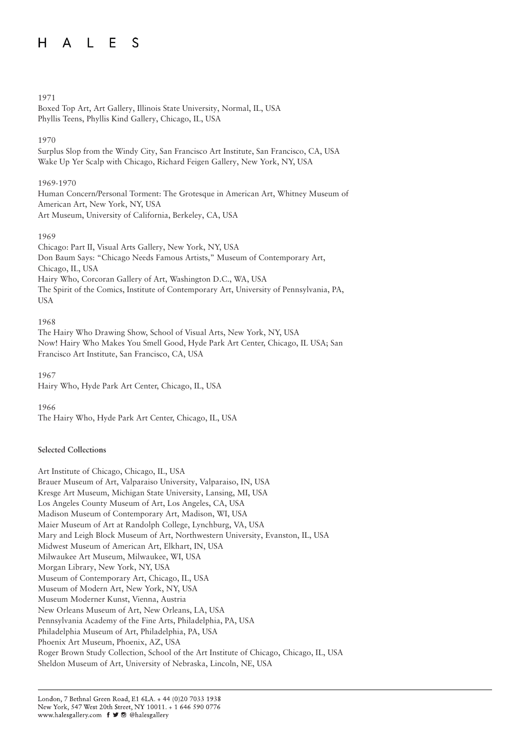1971

Boxed Top Art, Art Gallery, Illinois State University, Normal, IL, USA
Phyllis Teens, Phyllis Kind Gallery, Chicago, IL, USA

1970

Surplus Slop from the Windy City, San Francisco Art Institute, San Francisco, CA, USA
Wake Up Yer Scalp with Chicago, Richard Feigen Gallery, New York, NY, USA

1969-1970

Human Concern/Personal Torment: The Grotesque in American Art, Whitney Museum of American Art, New York, NY, USA
Art Museum, University of California, Berkeley, CA, USA

1969

Chicago: Part II, Visual Arts Gallery, New York, NY, USA
Don Baum Says: "Chicago Needs Famous Artists," Museum of Contemporary Art, Chicago, IL, USA
Hairy Who, Corcoran Gallery of Art, Washington D.C., WA, USA
The Spirit of the Comics, Institute of Contemporary Art, University of Pennsylvania, PA, USA

1968

The Hairy Who Drawing Show, School of Visual Arts, New York, NY, USA
Now! Hairy Who Makes You Smell Good, Hyde Park Art Center, Chicago, IL USA; San Francisco Art Institute, San Francisco, CA, USA

1967

Hairy Who, Hyde Park Art Center, Chicago, IL, USA

1966

The Hairy Who, Hyde Park Art Center, Chicago, IL, USA

**Selected Collections**

Art Institute of Chicago, Chicago, IL, USA
Brauer Museum of Art, Valparaiso University, Valparaiso, IN, USA
Kresge Art Museum, Michigan State University, Lansing, MI, USA
Los Angeles County Museum of Art, Los Angeles, CA, USA
Madison Museum of Contemporary Art, Madison, WI, USA
Maier Museum of Art at Randolph College, Lynchburg, VA, USA
Mary and Leigh Block Museum of Art, Northwestern University, Evanston, IL, USA
Midwest Museum of American Art, Elkhart, IN, USA
Milwaukee Art Museum, Milwaukee, WI, USA
Morgan Library, New York, NY, USA
Museum of Contemporary Art, Chicago, IL, USA
Museum of Modern Art, New York, NY, USA
Museum Moderner Kunst, Vienna, Austria
New Orleans Museum of Art, New Orleans, LA, USA
Pennsylvania Academy of the Fine Arts, Philadelphia, PA, USA
Philadelphia Museum of Art, Philadelphia, PA, USA
Phoenix Art Museum, Phoenix, AZ, USA
Roger Brown Study Collection, School of the Art Institute of Chicago, Chicago, IL, USA
Sheldon Museum of Art, University of Nebraska, Lincoln, NE, USA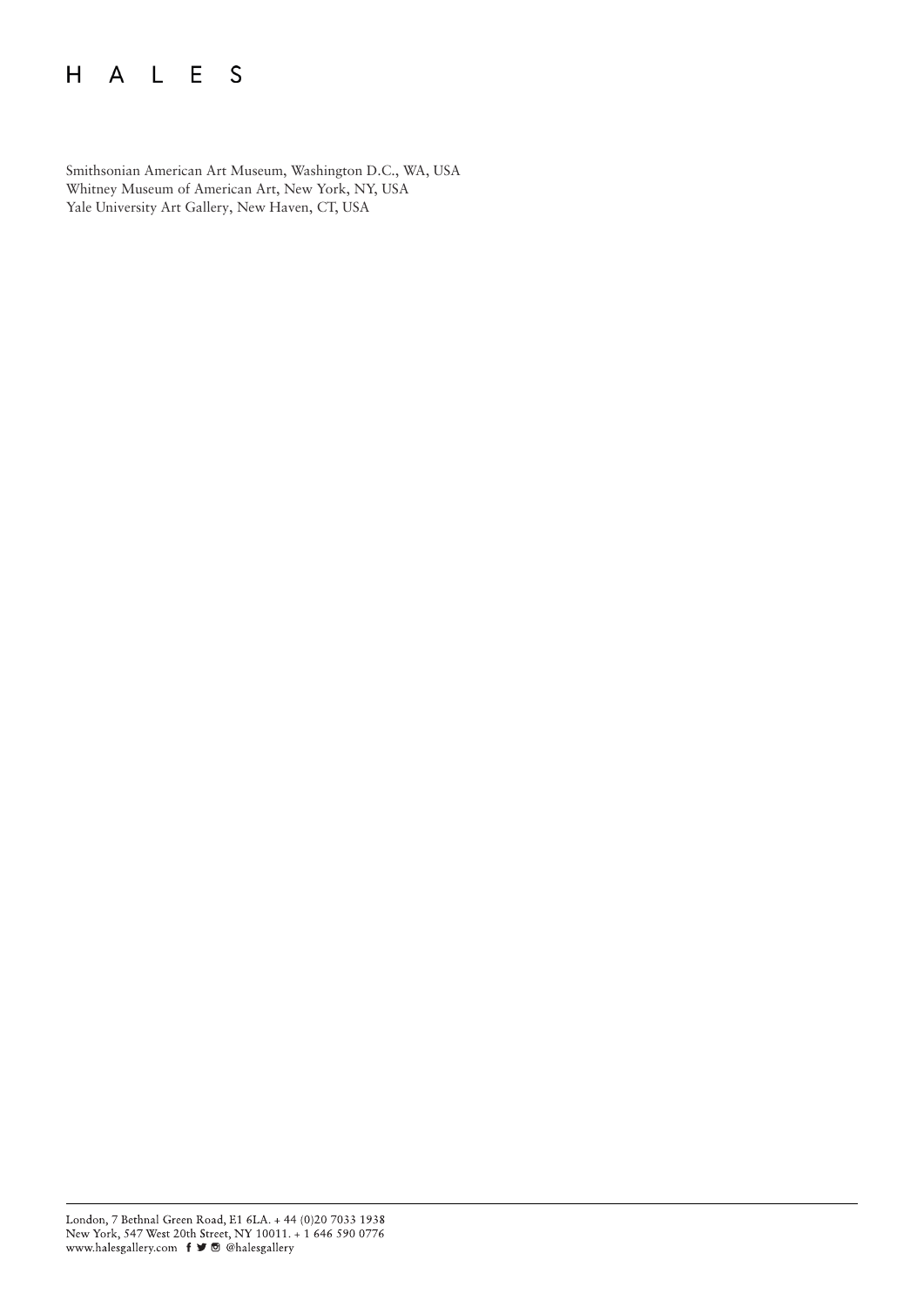Smithsonian American Art Museum, Washington D.C., WA, USA
Whitney Museum of American Art, New York, NY, USA
Yale University Art Gallery, New Haven, CT, USA